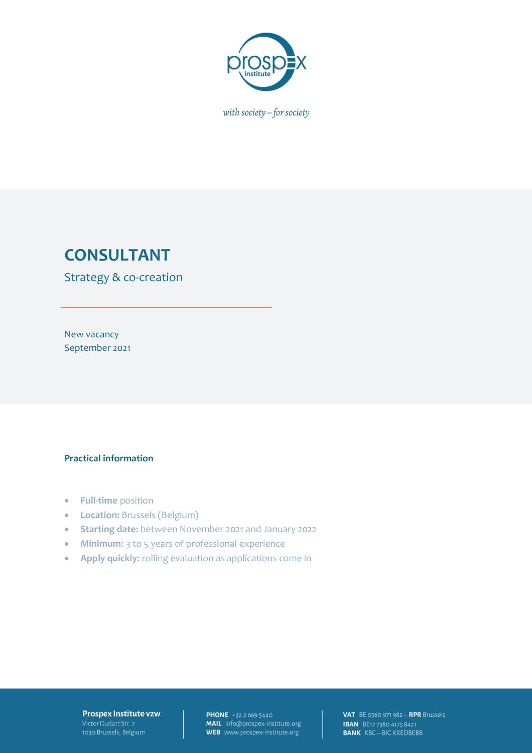with society – for society

# CONSULTANT

## Strategy & co-creation

New vacancy
September 2021

### Practical information

- **Full-time** position
- **Location:** Brussels (Belgium)
- **Starting date:** between November 2021 and January 2022
- **Minimum:** 3 to 5 years of professional experience
- **Apply quickly:** rolling evaluation as applications come in

**Prospex Institute vzw**
Victor Oudart Str. 7
1030 Brussels, Belgium

**PHONE** +32 2 669 5440
**MAIL** info@prospex-institute.org
**WEB** www.prospex-institute.org

**VAT** BE 0560 971 982 – **RPR** Brussels
**IBAN** BE17 7380 4175 8421
**BANK** KBC – BIC KREDBEBB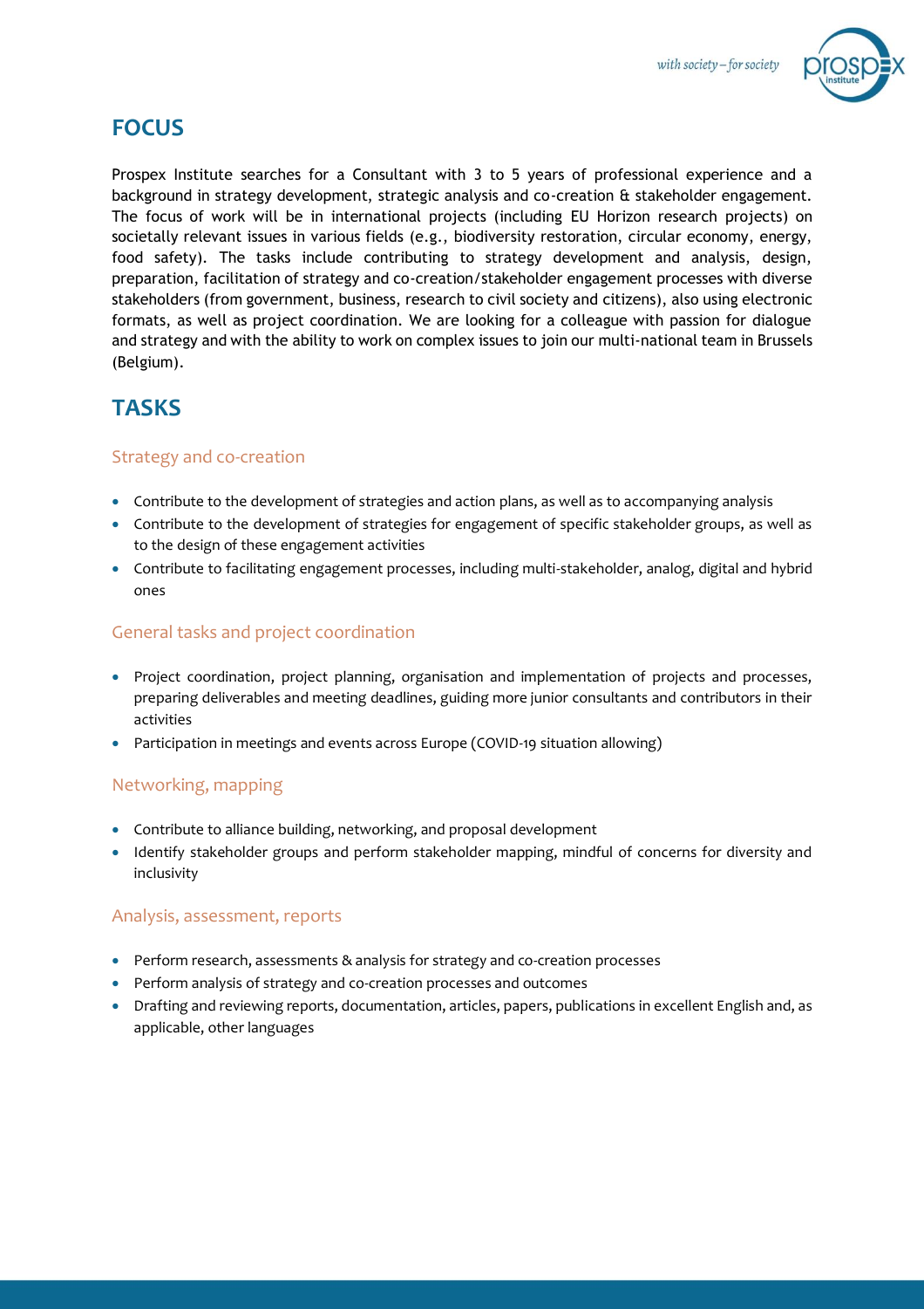## FOCUS

Prospex Institute searches for a Consultant with 3 to 5 years of professional experience and a background in strategy development, strategic analysis and co-creation & stakeholder engagement. The focus of work will be in international projects (including EU Horizon research projects) on societally relevant issues in various fields (e.g., biodiversity restoration, circular economy, energy, food safety). The tasks include contributing to strategy development and analysis, design, preparation, facilitation of strategy and co-creation/stakeholder engagement processes with diverse stakeholders (from government, business, research to civil society and citizens), also using electronic formats, as well as project coordination. We are looking for a colleague with passion for dialogue and strategy and with the ability to work on complex issues to join our multi-national team in Brussels (Belgium).

## TASKS

### Strategy and co-creation

- Contribute to the development of strategies and action plans, as well as to accompanying analysis
- Contribute to the development of strategies for engagement of specific stakeholder groups, as well as to the design of these engagement activities
- Contribute to facilitating engagement processes, including multi-stakeholder, analog, digital and hybrid ones

### General tasks and project coordination

- Project coordination, project planning, organisation and implementation of projects and processes, preparing deliverables and meeting deadlines, guiding more junior consultants and contributors in their activities
- Participation in meetings and events across Europe (COVID-19 situation allowing)

### Networking, mapping

- Contribute to alliance building, networking, and proposal development
- Identify stakeholder groups and perform stakeholder mapping, mindful of concerns for diversity and inclusivity

### Analysis, assessment, reports

- Perform research, assessments & analysis for strategy and co-creation processes
- Perform analysis of strategy and co-creation processes and outcomes
- Drafting and reviewing reports, documentation, articles, papers, publications in excellent English and, as applicable, other languages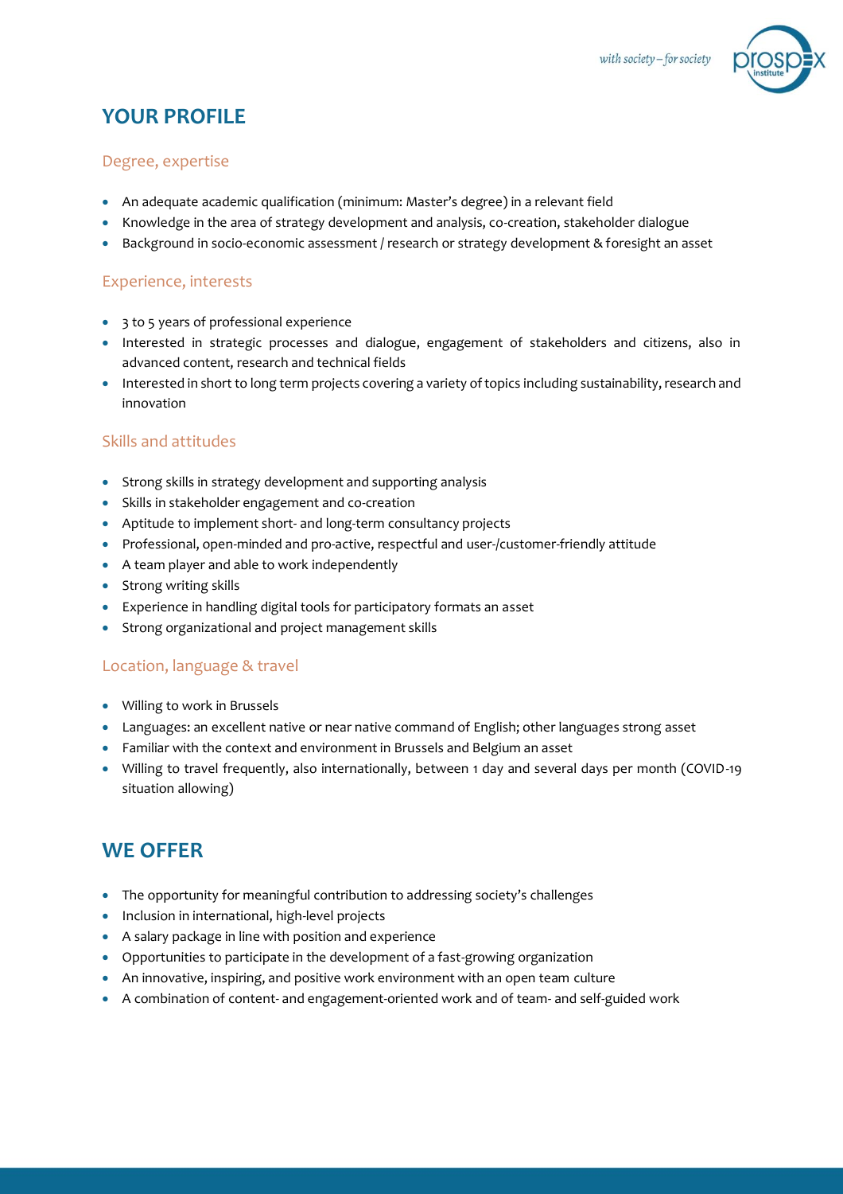## YOUR PROFILE

### Degree, expertise

- An adequate academic qualification (minimum: Master's degree) in a relevant field
- Knowledge in the area of strategy development and analysis, co-creation, stakeholder dialogue
- Background in socio-economic assessment / research or strategy development & foresight an asset

### Experience, interests

- 3 to 5 years of professional experience
- Interested in strategic processes and dialogue, engagement of stakeholders and citizens, also in advanced content, research and technical fields
- Interested in short to long term projects covering a variety of topics including sustainability, research and innovation

### Skills and attitudes

- Strong skills in strategy development and supporting analysis
- Skills in stakeholder engagement and co-creation
- Aptitude to implement short- and long-term consultancy projects
- Professional, open-minded and pro-active, respectful and user-/customer-friendly attitude
- A team player and able to work independently
- Strong writing skills
- Experience in handling digital tools for participatory formats an asset
- Strong organizational and project management skills

### Location, language & travel

- Willing to work in Brussels
- Languages: an excellent native or near native command of English; other languages strong asset
- Familiar with the context and environment in Brussels and Belgium an asset
- Willing to travel frequently, also internationally, between 1 day and several days per month (COVID-19 situation allowing)

## WE OFFER

- The opportunity for meaningful contribution to addressing society's challenges
- Inclusion in international, high-level projects
- A salary package in line with position and experience
- Opportunities to participate in the development of a fast-growing organization
- An innovative, inspiring, and positive work environment with an open team culture
- A combination of content- and engagement-oriented work and of team- and self-guided work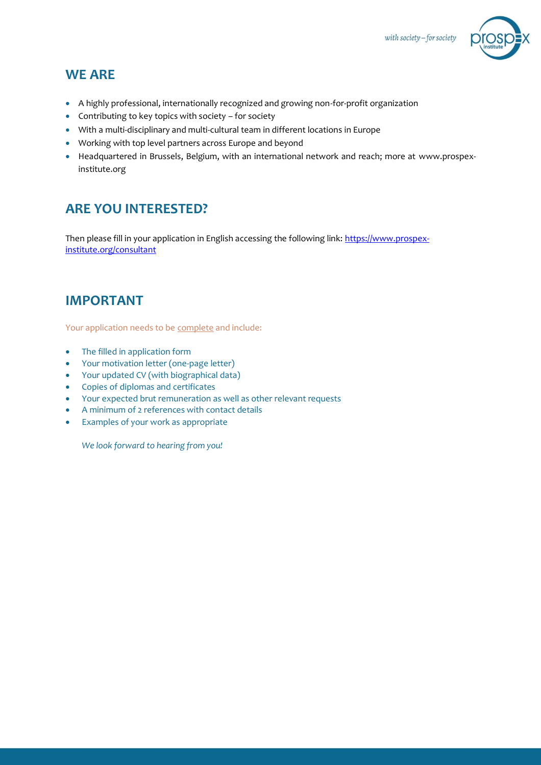## WE ARE

- A highly professional, internationally recognized and growing non-for-profit organization
- Contributing to key topics with society – for society
- With a multi-disciplinary and multi-cultural team in different locations in Europe
- Working with top level partners across Europe and beyond
- Headquartered in Brussels, Belgium, with an international network and reach; more at www.prospex-institute.org

## ARE YOU INTERESTED?

Then please fill in your application in English accessing the following link: [https://www.prospex-institute.org/consultant](https://www.prospex-institute.org/consultant)

## IMPORTANT

Your application needs to be complete and include:

- The filled in application form
- Your motivation letter (one-page letter)
- Your updated CV (with biographical data)
- Copies of diplomas and certificates
- Your expected brut remuneration as well as other relevant requests
- A minimum of 2 references with contact details
- Examples of your work as appropriate

*We look forward to hearing from you!*